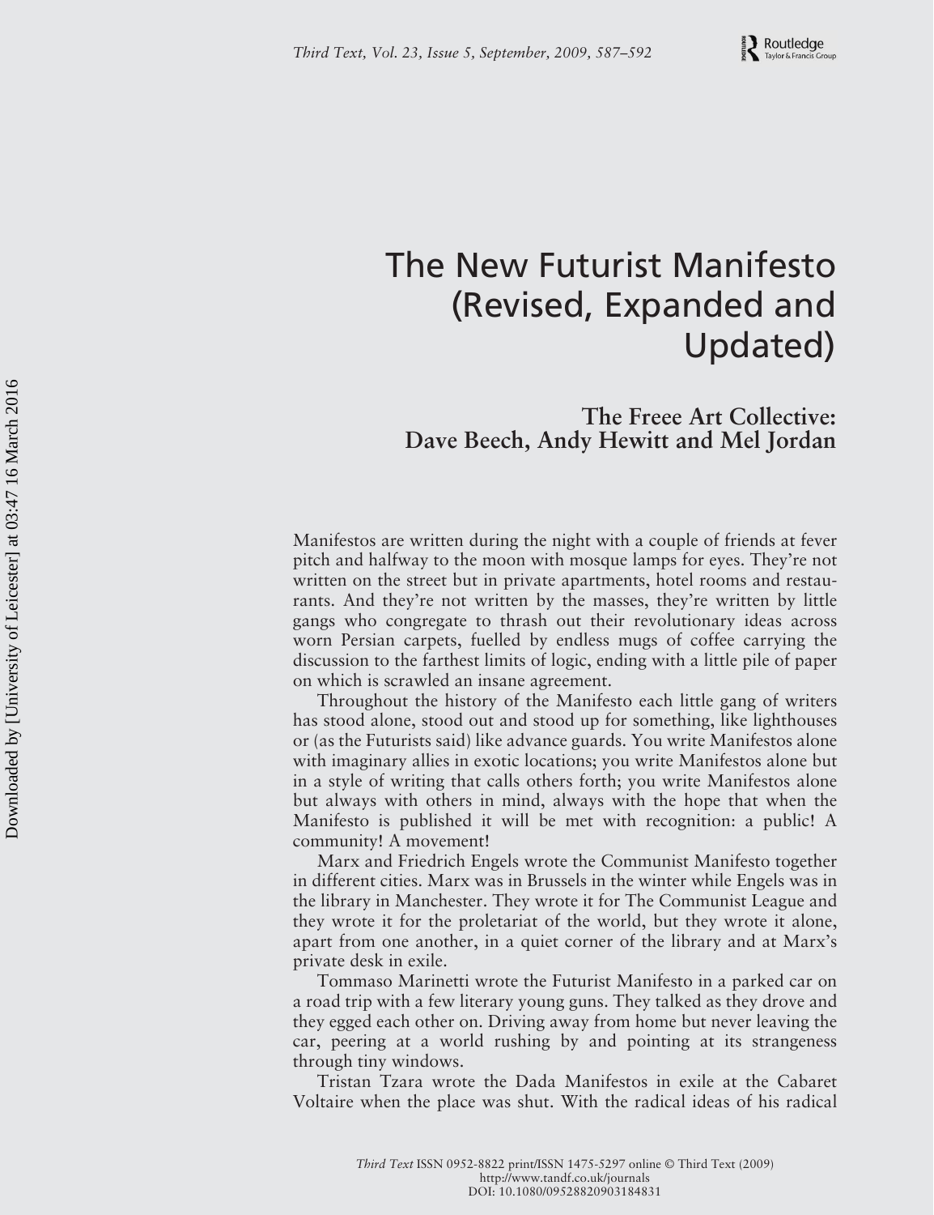# The New Futurist Manifesto (Revised, Expanded and Updated)

**The Freee Art Collective: Dave Beech, Andy Hewitt and Mel Jordan**

Manifestos are written during the night with a couple of friends at fever pitch and halfway to the moon with mosque lamps for eyes. They're not written on the street but in private apartments, hotel rooms and restaurants. And they're not written by the masses, they're written by little gangs who congregate to thrash out their revolutionary ideas across worn Persian carpets, fuelled by endless mugs of coffee carrying the discussion to the farthest limits of logic, ending with a little pile of paper on which is scrawled an insane agreement.

Throughout the history of the Manifesto each little gang of writers has stood alone, stood out and stood up for something, like lighthouses or (as the Futurists said) like advance guards. You write Manifestos alone with imaginary allies in exotic locations; you write Manifestos alone but in a style of writing that calls others forth; you write Manifestos alone but always with others in mind, always with the hope that when the Manifesto is published it will be met with recognition: a public! A community! A movement!

Marx and Friedrich Engels wrote the Communist Manifesto together in different cities. Marx was in Brussels in the winter while Engels was in the library in Manchester. They wrote it for The Communist League and they wrote it for the proletariat of the world, but they wrote it alone, apart from one another, in a quiet corner of the library and at Marx's private desk in exile.

Tommaso Marinetti wrote the Futurist Manifesto in a parked car on a road trip with a few literary young guns. They talked as they drove and they egged each other on. Driving away from home but never leaving the car, peering at a world rushing by and pointing at its strangeness through tiny windows.

Tristan Tzara wrote the Dada Manifestos in exile at the Cabaret Voltaire when the place was shut. With the radical ideas of his radical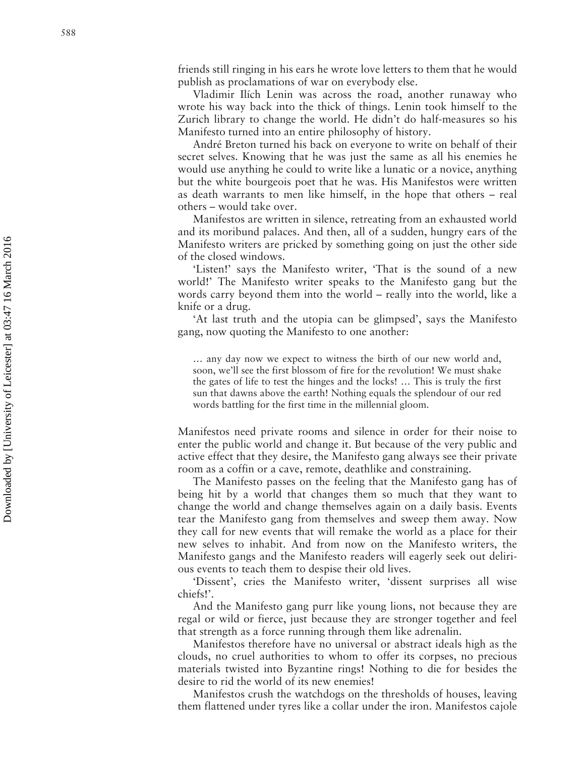friends still ringing in his ears he wrote love letters to them that he would publish as proclamations of war on everybody else.

Vladimir Ilích Lenin was across the road, another runaway who wrote his way back into the thick of things. Lenin took himself to the Zurich library to change the world. He didn't do half-measures so his Manifesto turned into an entire philosophy of history.

André Breton turned his back on everyone to write on behalf of their secret selves. Knowing that he was just the same as all his enemies he would use anything he could to write like a lunatic or a novice, anything but the white bourgeois poet that he was. His Manifestos were written as death warrants to men like himself, in the hope that others – real others – would take over.

Manifestos are written in silence, retreating from an exhausted world and its moribund palaces. And then, all of a sudden, hungry ears of the Manifesto writers are pricked by something going on just the other side of the closed windows.

'Listen!' says the Manifesto writer, 'That is the sound of a new world!' The Manifesto writer speaks to the Manifesto gang but the words carry beyond them into the world – really into the world, like a knife or a drug.

'At last truth and the utopia can be glimpsed', says the Manifesto gang, now quoting the Manifesto to one another:

> … any day now we expect to witness the birth of our new world and, soon, we'll see the first blossom of fire for the revolution! We must shake the gates of life to test the hinges and the locks! … This is truly the first sun that dawns above the earth! Nothing equals the splendour of our red words battling for the first time in the millennial gloom.

Manifestos need private rooms and silence in order for their noise to enter the public world and change it. But because of the very public and active effect that they desire, the Manifesto gang always see their private room as a coffin or a cave, remote, deathlike and constraining.

The Manifesto passes on the feeling that the Manifesto gang has of being hit by a world that changes them so much that they want to change the world and change themselves again on a daily basis. Events tear the Manifesto gang from themselves and sweep them away. Now they call for new events that will remake the world as a place for their new selves to inhabit. And from now on the Manifesto writers, the Manifesto gangs and the Manifesto readers will eagerly seek out delirious events to teach them to despise their old lives.

'Dissent', cries the Manifesto writer, 'dissent surprises all wise chiefs!'.

And the Manifesto gang purr like young lions, not because they are regal or wild or fierce, just because they are stronger together and feel that strength as a force running through them like adrenalin.

Manifestos therefore have no universal or abstract ideals high as the clouds, no cruel authorities to whom to offer its corpses, no precious materials twisted into Byzantine rings! Nothing to die for besides the desire to rid the world of its new enemies!

Manifestos crush the watchdogs on the thresholds of houses, leaving them flattened under tyres like a collar under the iron. Manifestos cajole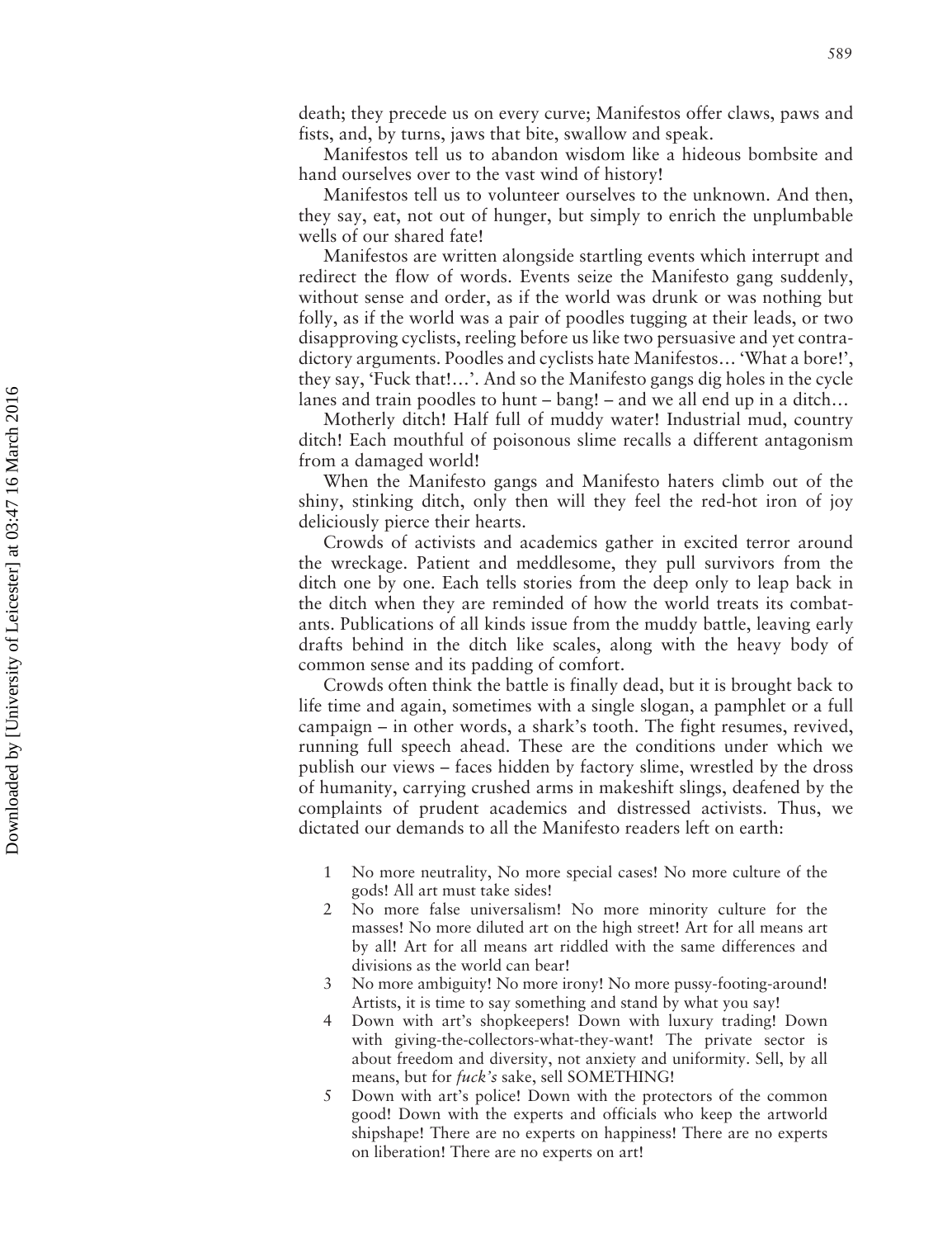death; they precede us on every curve; Manifestos offer claws, paws and fists, and, by turns, jaws that bite, swallow and speak.

Manifestos tell us to abandon wisdom like a hideous bombsite and hand ourselves over to the vast wind of history!

Manifestos tell us to volunteer ourselves to the unknown. And then, they say, eat, not out of hunger, but simply to enrich the unplumbable wells of our shared fate!

Manifestos are written alongside startling events which interrupt and redirect the flow of words. Events seize the Manifesto gang suddenly, without sense and order, as if the world was drunk or was nothing but folly, as if the world was a pair of poodles tugging at their leads, or two disapproving cyclists, reeling before us like two persuasive and yet contradictory arguments. Poodles and cyclists hate Manifestos… 'What a bore!', they say, 'Fuck that!…'. And so the Manifesto gangs dig holes in the cycle lanes and train poodles to hunt – bang! – and we all end up in a ditch…

Motherly ditch! Half full of muddy water! Industrial mud, country ditch! Each mouthful of poisonous slime recalls a different antagonism from a damaged world!

When the Manifesto gangs and Manifesto haters climb out of the shiny, stinking ditch, only then will they feel the red-hot iron of joy deliciously pierce their hearts.

Crowds of activists and academics gather in excited terror around the wreckage. Patient and meddlesome, they pull survivors from the ditch one by one. Each tells stories from the deep only to leap back in the ditch when they are reminded of how the world treats its combatants. Publications of all kinds issue from the muddy battle, leaving early drafts behind in the ditch like scales, along with the heavy body of common sense and its padding of comfort.

Crowds often think the battle is finally dead, but it is brought back to life time and again, sometimes with a single slogan, a pamphlet or a full campaign – in other words, a shark's tooth. The fight resumes, revived, running full speech ahead. These are the conditions under which we publish our views – faces hidden by factory slime, wrestled by the dross of humanity, carrying crushed arms in makeshift slings, deafened by the complaints of prudent academics and distressed activists. Thus, we dictated our demands to all the Manifesto readers left on earth:

1. No more neutrality, No more special cases! No more culture of the gods! All art must take sides!
2. No more false universalism! No more minority culture for the masses! No more diluted art on the high street! Art for all means art by all! Art for all means art riddled with the same differences and divisions as the world can bear!
3. No more ambiguity! No more irony! No more pussy-footing-around! Artists, it is time to say something and stand by what you say!
4. Down with art's shopkeepers! Down with luxury trading! Down with giving-the-collectors-what-they-want! The private sector is about freedom and diversity, not anxiety and uniformity. Sell, by all means, but for *fuck's* sake, sell SOMETHING!
5. Down with art's police! Down with the protectors of the common good! Down with the experts and officials who keep the artworld shipshape! There are no experts on happiness! There are no experts on liberation! There are no experts on art!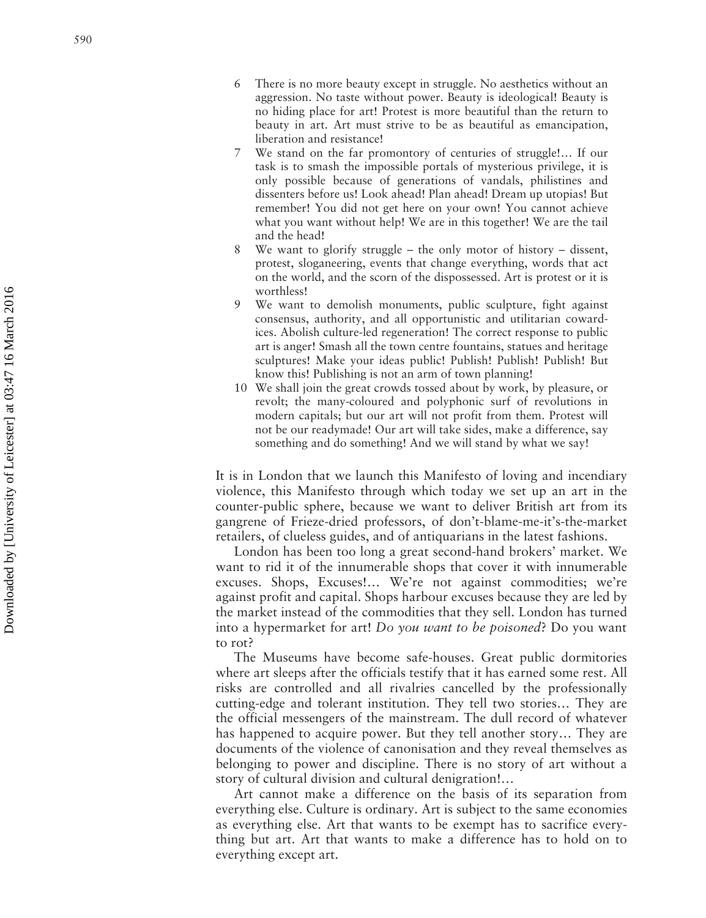6 There is no more beauty except in struggle. No aesthetics without an aggression. No taste without power. Beauty is ideological! Beauty is no hiding place for art! Protest is more beautiful than the return to beauty in art. Art must strive to be as beautiful as emancipation, liberation and resistance!
7 We stand on the far promontory of centuries of struggle!… If our task is to smash the impossible portals of mysterious privilege, it is only possible because of generations of vandals, philistines and dissenters before us! Look ahead! Plan ahead! Dream up utopias! But remember! You did not get here on your own! You cannot achieve what you want without help! We are in this together! We are the tail and the head!
8 We want to glorify struggle – the only motor of history – dissent, protest, sloganeering, events that change everything, words that act on the world, and the scorn of the dispossessed. Art is protest or it is worthless!
9 We want to demolish monuments, public sculpture, fight against consensus, authority, and all opportunistic and utilitarian cowardices. Abolish culture-led regeneration! The correct response to public art is anger! Smash all the town centre fountains, statues and heritage sculptures! Make your ideas public! Publish! Publish! Publish! But know this! Publishing is not an arm of town planning!
10 We shall join the great crowds tossed about by work, by pleasure, or revolt; the many-coloured and polyphonic surf of revolutions in modern capitals; but our art will not profit from them. Protest will not be our readymade! Our art will take sides, make a difference, say something and do something! And we will stand by what we say!

It is in London that we launch this Manifesto of loving and incendiary violence, this Manifesto through which today we set up an art in the counter-public sphere, because we want to deliver British art from its gangrene of Frieze-dried professors, of don't-blame-me-it's-the-market retailers, of clueless guides, and of antiquarians in the latest fashions.

London has been too long a great second-hand brokers' market. We want to rid it of the innumerable shops that cover it with innumerable excuses. Shops, Excuses!… We're not against commodities; we're against profit and capital. Shops harbour excuses because they are led by the market instead of the commodities that they sell. London has turned into a hypermarket for art! *Do you want to be poisoned*? Do you want to rot?

The Museums have become safe-houses. Great public dormitories where art sleeps after the officials testify that it has earned some rest. All risks are controlled and all rivalries cancelled by the professionally cutting-edge and tolerant institution. They tell two stories… They are the official messengers of the mainstream. The dull record of whatever has happened to acquire power. But they tell another story… They are documents of the violence of canonisation and they reveal themselves as belonging to power and discipline. There is no story of art without a story of cultural division and cultural denigration!…

Art cannot make a difference on the basis of its separation from everything else. Culture is ordinary. Art is subject to the same economies as everything else. Art that wants to be exempt has to sacrifice everything but art. Art that wants to make a difference has to hold on to everything except art.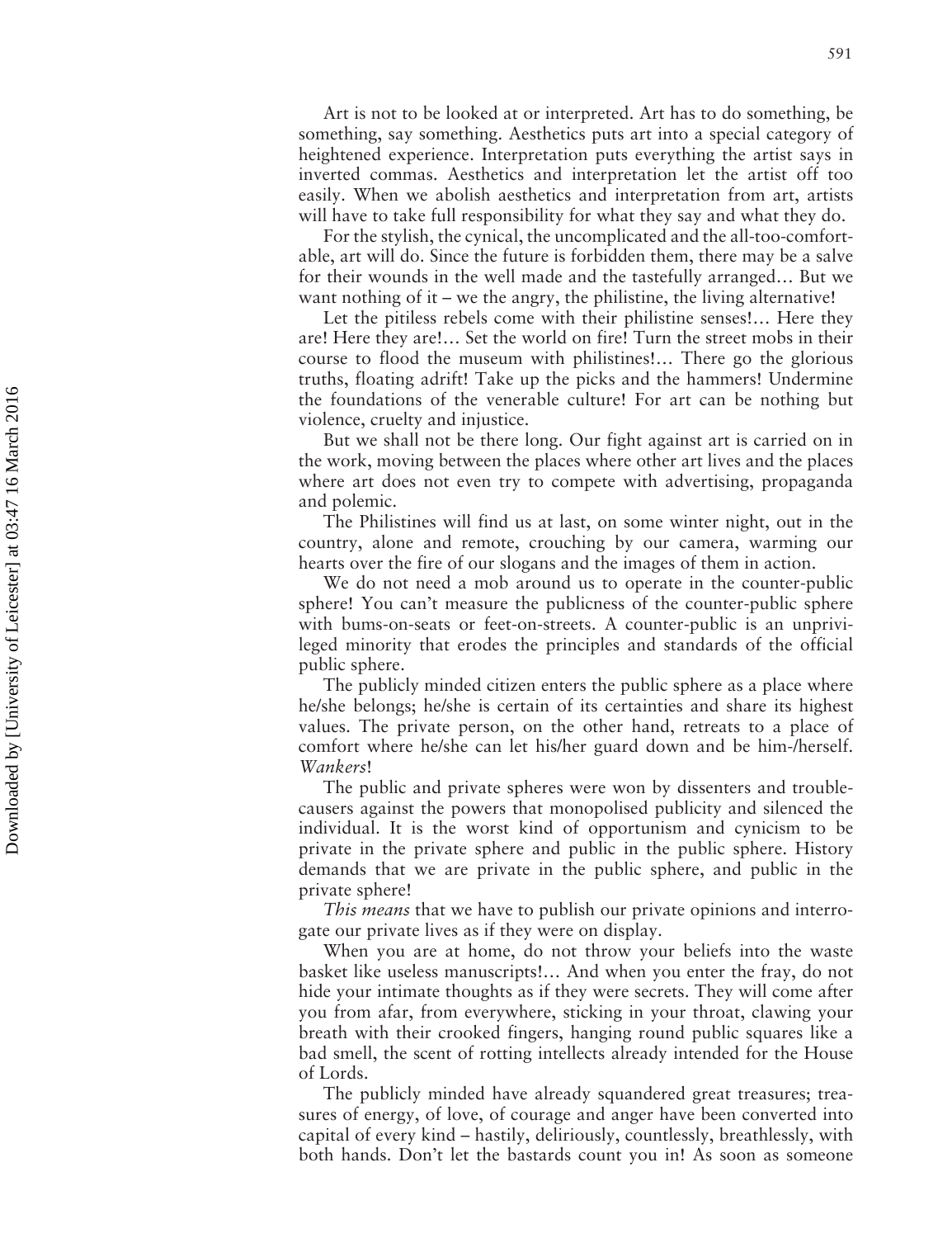Art is not to be looked at or interpreted. Art has to do something, be something, say something. Aesthetics puts art into a special category of heightened experience. Interpretation puts everything the artist says in inverted commas. Aesthetics and interpretation let the artist off too easily. When we abolish aesthetics and interpretation from art, artists will have to take full responsibility for what they say and what they do.

For the stylish, the cynical, the uncomplicated and the all-too-comfortable, art will do. Since the future is forbidden them, there may be a salve for their wounds in the well made and the tastefully arranged… But we want nothing of it – we the angry, the philistine, the living alternative!

Let the pitiless rebels come with their philistine senses!… Here they are! Here they are!… Set the world on fire! Turn the street mobs in their course to flood the museum with philistines!… There go the glorious truths, floating adrift! Take up the picks and the hammers! Undermine the foundations of the venerable culture! For art can be nothing but violence, cruelty and injustice.

But we shall not be there long. Our fight against art is carried on in the work, moving between the places where other art lives and the places where art does not even try to compete with advertising, propaganda and polemic.

The Philistines will find us at last, on some winter night, out in the country, alone and remote, crouching by our camera, warming our hearts over the fire of our slogans and the images of them in action.

We do not need a mob around us to operate in the counter-public sphere! You can't measure the publicness of the counter-public sphere with bums-on-seats or feet-on-streets. A counter-public is an unprivileged minority that erodes the principles and standards of the official public sphere.

The publicly minded citizen enters the public sphere as a place where he/she belongs; he/she is certain of its certainties and share its highest values. The private person, on the other hand, retreats to a place of comfort where he/she can let his/her guard down and be him-/herself. *Wankers*!

The public and private spheres were won by dissenters and trouble-causers against the powers that monopolised publicity and silenced the individual. It is the worst kind of opportunism and cynicism to be private in the private sphere and public in the public sphere. History demands that we are private in the public sphere, and public in the private sphere!

*This means* that we have to publish our private opinions and interrogate our private lives as if they were on display.

When you are at home, do not throw your beliefs into the waste basket like useless manuscripts!… And when you enter the fray, do not hide your intimate thoughts as if they were secrets. They will come after you from afar, from everywhere, sticking in your throat, clawing your breath with their crooked fingers, hanging round public squares like a bad smell, the scent of rotting intellects already intended for the House of Lords.

The publicly minded have already squandered great treasures; treasures of energy, of love, of courage and anger have been converted into capital of every kind – hastily, deliriously, countlessly, breathlessly, with both hands. Don't let the bastards count you in! As soon as someone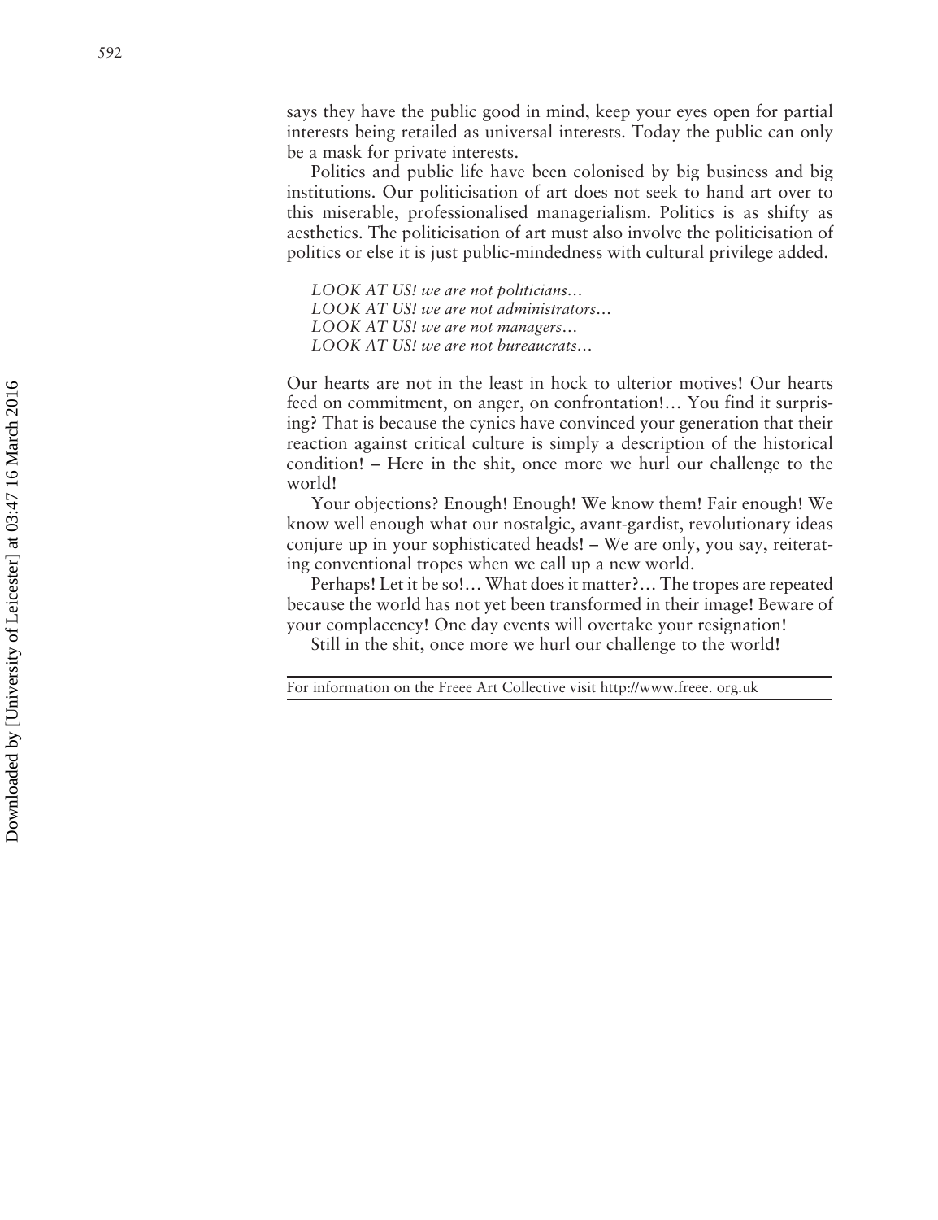says they have the public good in mind, keep your eyes open for partial interests being retailed as universal interests. Today the public can only be a mask for private interests.

Politics and public life have been colonised by big business and big institutions. Our politicisation of art does not seek to hand art over to this miserable, professionalised managerialism. Politics is as shifty as aesthetics. The politicisation of art must also involve the politicisation of politics or else it is just public-mindedness with cultural privilege added.

*LOOK AT US! we are not politicians…*
*LOOK AT US! we are not administrators…*
*LOOK AT US! we are not managers…*
*LOOK AT US! we are not bureaucrats…*

Our hearts are not in the least in hock to ulterior motives! Our hearts feed on commitment, on anger, on confrontation!… You find it surprising? That is because the cynics have convinced your generation that their reaction against critical culture is simply a description of the historical condition! – Here in the shit, once more we hurl our challenge to the world!

Your objections? Enough! Enough! We know them! Fair enough! We know well enough what our nostalgic, avant-gardist, revolutionary ideas conjure up in your sophisticated heads! – We are only, you say, reiterating conventional tropes when we call up a new world.

Perhaps! Let it be so!… What does it matter?… The tropes are repeated because the world has not yet been transformed in their image! Beware of your complacency! One day events will overtake your resignation!

Still in the shit, once more we hurl our challenge to the world!

---

For information on the Freee Art Collective visit http://www.freee. org.uk